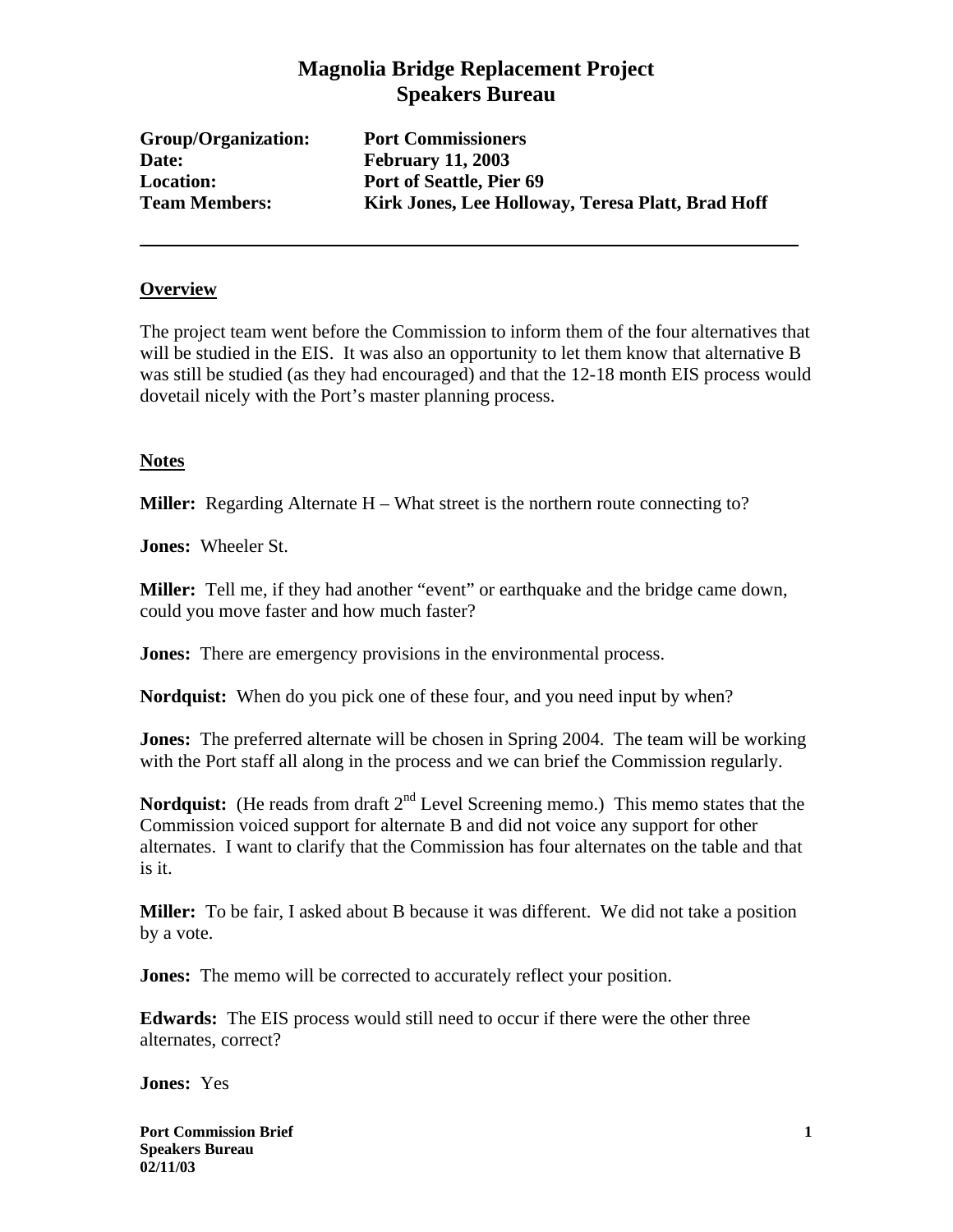# Magnolia Bridge Replacement Project
## Speakers Bureau

**Group/Organization:** **Port Commissioners**
**Date:** **February 11, 2003**
**Location:** **Port of Seattle, Pier 69**
**Team Members:** **Kirk Jones, Lee Holloway, Teresa Platt, Brad Hoff**

---

### Overview

The project team went before the Commission to inform them of the four alternatives that will be studied in the EIS. It was also an opportunity to let them know that alternative B was still be studied (as they had encouraged) and that the 12-18 month EIS process would dovetail nicely with the Port's master planning process.

### Notes

**Miller:** Regarding Alternate H – What street is the northern route connecting to?

**Jones:** Wheeler St.

**Miller:** Tell me, if they had another "event" or earthquake and the bridge came down, could you move faster and how much faster?

**Jones:** There are emergency provisions in the environmental process.

**Nordquist:** When do you pick one of these four, and you need input by when?

**Jones:** The preferred alternate will be chosen in Spring 2004. The team will be working with the Port staff all along in the process and we can brief the Commission regularly.

**Nordquist:** (He reads from draft 2nd Level Screening memo.) This memo states that the Commission voiced support for alternate B and did not voice any support for other alternates. I want to clarify that the Commission has four alternates on the table and that is it.

**Miller:** To be fair, I asked about B because it was different. We did not take a position by a vote.

**Jones:** The memo will be corrected to accurately reflect your position.

**Edwards:** The EIS process would still need to occur if there were the other three alternates, correct?

**Jones:** Yes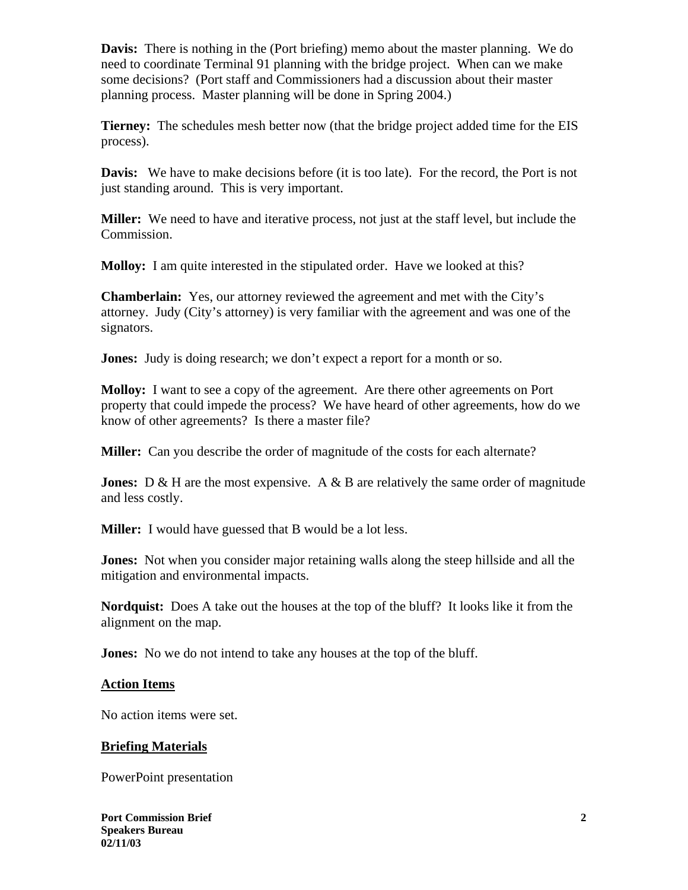**Davis:** There is nothing in the (Port briefing) memo about the master planning. We do need to coordinate Terminal 91 planning with the bridge project. When can we make some decisions? (Port staff and Commissioners had a discussion about their master planning process. Master planning will be done in Spring 2004.)

**Tierney:** The schedules mesh better now (that the bridge project added time for the EIS process).

**Davis:** We have to make decisions before (it is too late). For the record, the Port is not just standing around. This is very important.

**Miller:** We need to have and iterative process, not just at the staff level, but include the Commission.

**Molloy:** I am quite interested in the stipulated order. Have we looked at this?

**Chamberlain:** Yes, our attorney reviewed the agreement and met with the City's attorney. Judy (City's attorney) is very familiar with the agreement and was one of the signators.

**Jones:** Judy is doing research; we don't expect a report for a month or so.

**Molloy:** I want to see a copy of the agreement. Are there other agreements on Port property that could impede the process? We have heard of other agreements, how do we know of other agreements? Is there a master file?

**Miller:** Can you describe the order of magnitude of the costs for each alternate?

**Jones:** D & H are the most expensive. A & B are relatively the same order of magnitude and less costly.

**Miller:** I would have guessed that B would be a lot less.

**Jones:** Not when you consider major retaining walls along the steep hillside and all the mitigation and environmental impacts.

**Nordquist:** Does A take out the houses at the top of the bluff? It looks like it from the alignment on the map.

**Jones:** No we do not intend to take any houses at the top of the bluff.

## Action Items

No action items were set.

## Briefing Materials

PowerPoint presentation